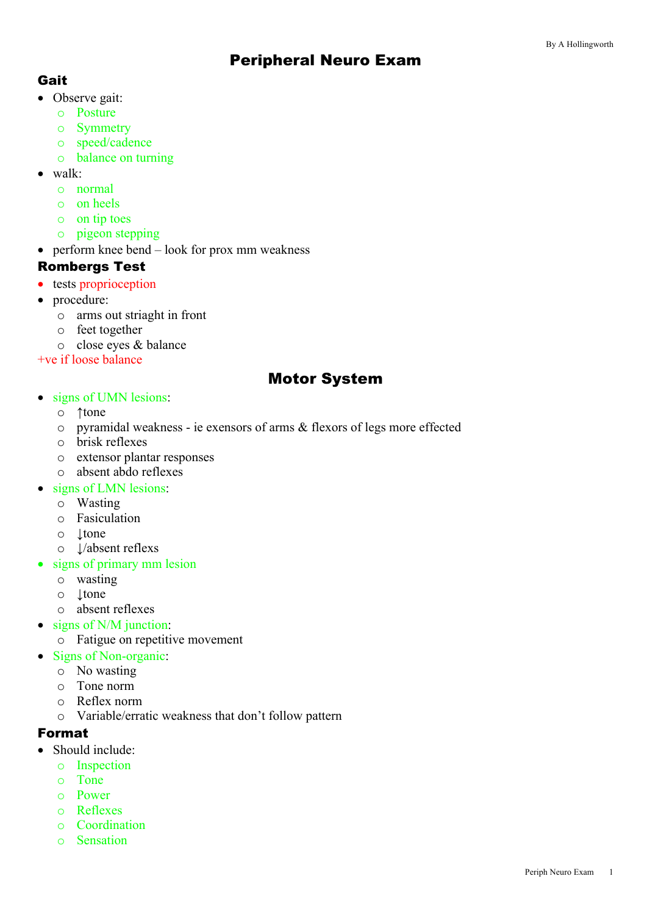# Peripheral Neuro Exam

By A Hollingworth

## Gait

- Observe gait:
  - Posture
  - Symmetry
  - speed/cadence
  - balance on turning
- walk:
  - normal
  - on heels
  - on tip toes
  - pigeon stepping
- perform knee bend – look for prox mm weakness

## Rombergs Test

- tests proprioception
- procedure:
  - arms out striaght in front
  - feet together
  - close eyes & balance

+ve if loose balance

# Motor System

- signs of UMN lesions:
  - ↑tone
  - pyramidal weakness - ie exensors of arms & flexors of legs more effected
  - brisk reflexes
  - extensor plantar responses
  - absent abdo reflexes
- signs of LMN lesions:
  - Wasting
  - Fasiculation
  - ↓tone
  - ↓/absent reflexs
- signs of primary mm lesion
  - wasting
  - ↓tone
  - absent reflexes
- signs of N/M junction:
  - Fatigue on repetitive movement
- Signs of Non-organic:
  - No wasting
  - Tone norm
  - Reflex norm
  - Variable/erratic weakness that don't follow pattern

## Format

- Should include:
  - Inspection
  - Tone
  - Power
  - Reflexes
  - Coordination
  - Sensation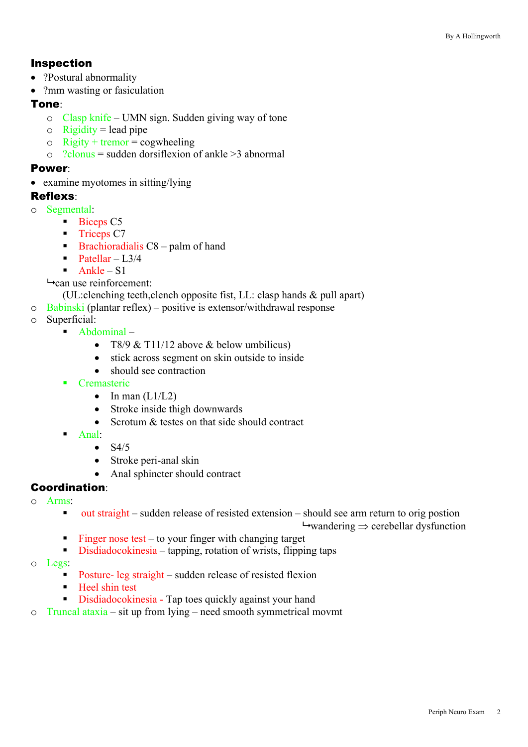## Inspection

- ?Postural abnormality
- ?mm wasting or fasciculation

## Tone:

- Clasp knife – UMN sign. Sudden giving way of tone
- Rigidity = lead pipe
- Rigity + tremor = cogwheeling
- ?clonus = sudden dorsiflexion of ankle >3 abnormal

## Power:

- examine myotomes in sitting/lying

## Reflexes:

- Segmental:
  - Biceps C5
  - Triceps C7
  - Brachioradialis C8 – palm of hand
  - Patellar – L3/4
  - Ankle – S1

  ↳can use reinforcement:

  (UL:clenching teeth,clench opposite fist, LL: clasp hands & pull apart)
- Babinski (plantar reflex) – positive is extensor/withdrawal response
- Superficial:
  - Abdominal –
    - T8/9 & T11/12 above & below umbilicus)
    - stick across segment on skin outside to inside
    - should see contraction
  - Cremasteric
    - In man (L1/L2)
    - Stroke inside thigh downwards
    - Scrotum & testes on that side should contract
  - Anal:
    - S4/5
    - Stroke peri-anal skin
    - Anal sphincter should contract

## Coordination:

- Arms:
  - out straight – sudden release of resisted extension – should see arm return to orig postion

    ↳wandering ⇒ cerebellar dysfunction
  - Finger nose test – to your finger with changing target
  - Disdiadockinesia – tapping, rotation of wrists, flipping taps
- Legs:
  - Posture- leg straight – sudden release of resisted flexion
  - Heel shin test
  - Disdiadockinesia - Tap toes quickly against your hand
- Truncal ataxia – sit up from lying – need smooth symmetrical movmt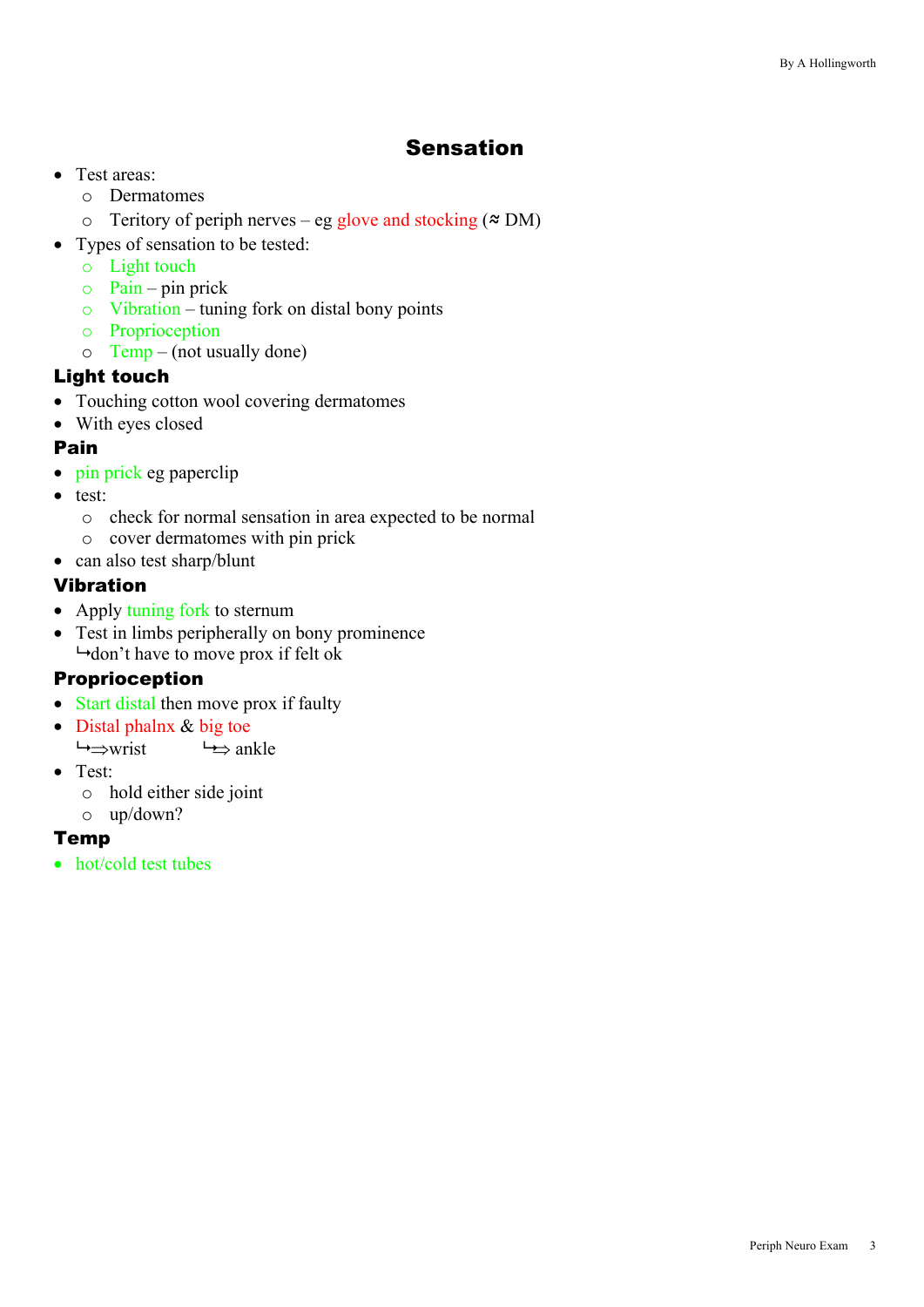# Sensation

- Test areas:
  - Dermatomes
  - Teritory of periph nerves – eg glove and stocking (≈ DM)
- Types of sensation to be tested:
  - Light touch
  - Pain – pin prick
  - Vibration – tuning fork on distal bony points
  - Proprioception
  - Temp – (not usually done)

## Light touch

- Touching cotton wool covering dermatomes
- With eyes closed

## Pain

- pin prick eg paperclip
- test:
  - check for normal sensation in area expected to be normal
  - cover dermatomes with pin prick
- can also test sharp/blunt

## Vibration

- Apply tuning fork to sternum
- Test in limbs peripherally on bony prominence
  ↳don't have to move prox if felt ok

## Proprioception

- Start distal then move prox if faulty
- Distal phalnx & big toe
  ↳⇒wrist ↳⇒ ankle
- Test:
  - hold either side joint
  - up/down?

## Temp

- hot/cold test tubes